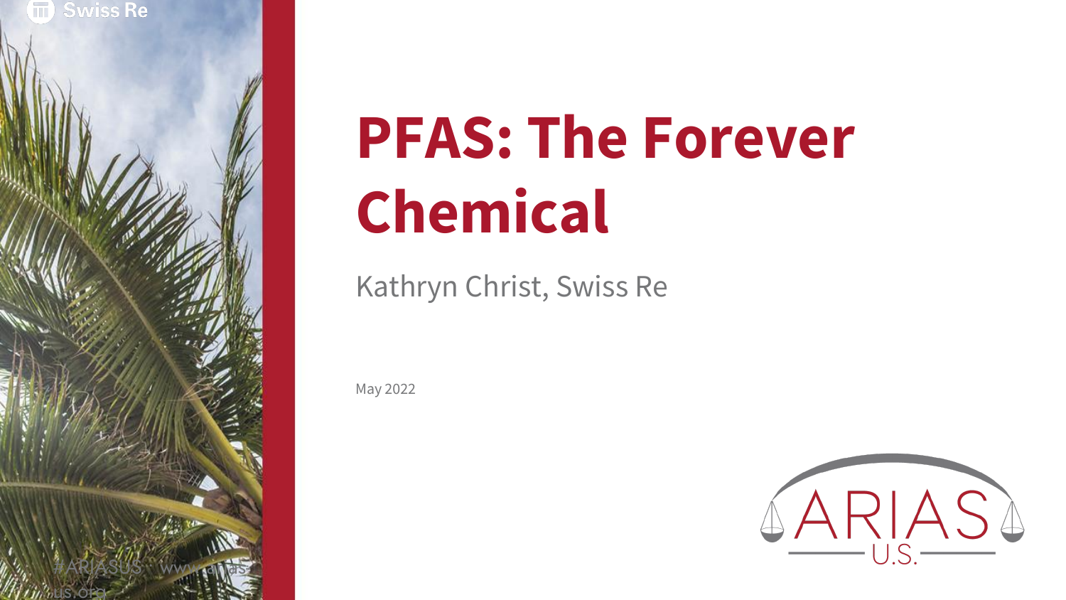# PFAS: The Forever Chemical

Kathryn Christ, Swiss Re

May 2022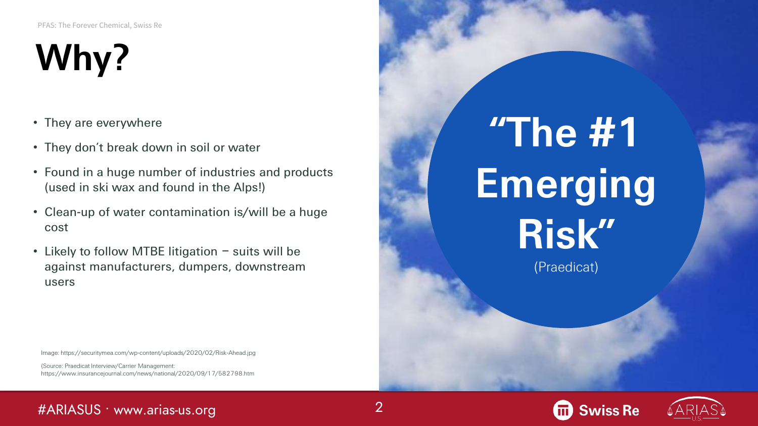# Why?

- They are everywhere
- They don't break down in soil or water
- Found in a huge number of industries and products (used in ski wax and found in the Alps!)
- Clean-up of water contamination is/will be a huge cost
- Likely to follow MTBE litigation – suits will be against manufacturers, dumpers, downstream users

**"The #1 Emerging Risk"**

(Praedicat)

Image: https://securitymea.com/wp-content/uploads/2020/02/Risk-Ahead.jpg

(Source: Praedicat Interview/Carrier Management: https://www.insurancejournal.com/news/national/2020/09/17/582798.htm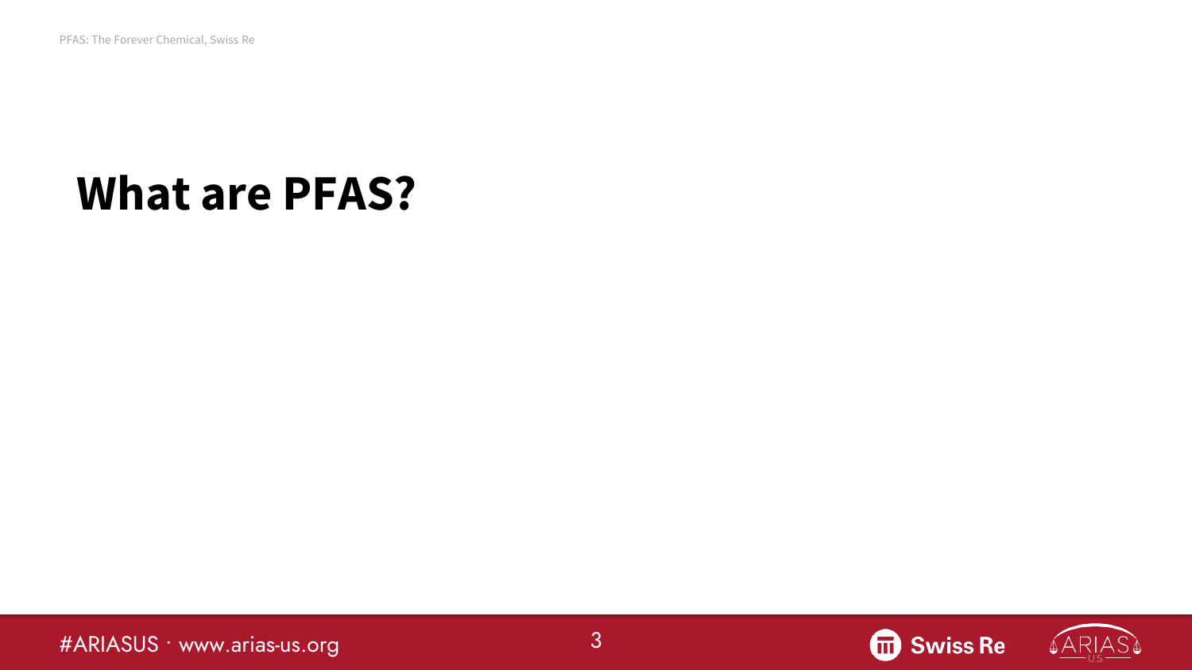# What are PFAS?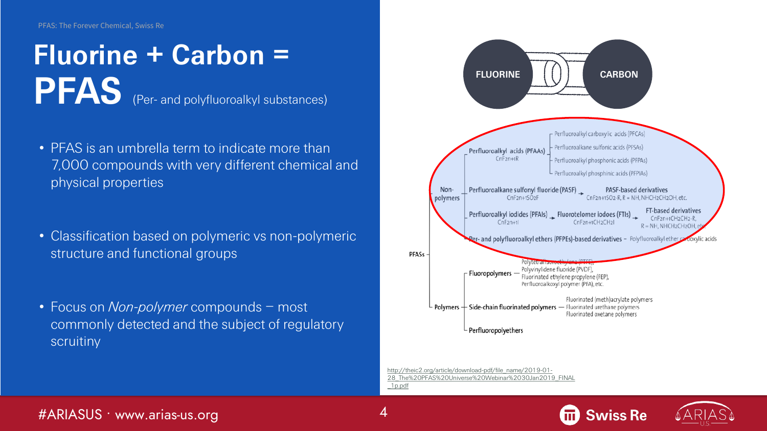PFAS: The Forever Chemical, Swiss Re

# Fluorine + Carbon = PFAS (Per- and polyfluoroalkyl substances)

- PFAS is an umbrella term to indicate more than 7,000 compounds with very different chemical and physical properties
- Classification based on polymeric vs non-polymeric structure and functional groups
- Focus on *Non-polymer* compounds – most commonly detected and the subject of regulatory scruitiny

FLUORINE CARBON

PFASs
- Non-polymers
  - Perfluoroalkyl acids (PFAAs) $C_nF_{2n+1}R$
    - Perfluoroalkyl carboxylic acids (PFCAs)
    - Perfluoroalkane sulfonic acids (PFSAs)
    - Perfluoroalkyl phosphonic acids (PFPAs)
    - Perfluoroalkyl phosphinic acids (PFPiAs)
  - Perfluoroalkane sulfonyl fluoride (PASF) $C_nF_{2n+1}SO_2F$ → PASF-based derivatives $C_nF_{2n+1}SO_2$-R, R = NH, $NHCH_2CH_2OH$, etc.
  - Perfluoroalkyl iodides (PFAIs) $C_nF_{2n+1}I$ → Fluorotelomer iodoes (FTIs) $C_nF_{2n+1}CH_2CH_2I$ → FT-based derivatives $C_nF_{2n+1}CH_2CH_2$-R, R = NH, $NHCH_2CH_2OH$, etc.
  - Per- and polyfluoroalkyl ethers (PFPEs)-based derivatives – Polyfluoroalkyl ether carboxylic acids
- Polymers
  - Fluoropolymers – Polytetrafluoroethylene (PTFE), Polyvinylidene fluoride (PVDF), Fluorinated ethylene propylene (FEP), Perfluoroalkoxyl polymer (PFA), etc.
  - Side-chain fluorinated polymers – Fluorinated (meth)acrylate polymers, Fluorinated urethane polymers, Fluorinated oxetane polymers
  - Perfluoropolyethers

http://theic2.org/article/download-pdf/file_name/2019-01-28_The%20PFAS%20Universe%20Webinar%2030Jan2019_FINAL_1p.pdf

#ARIASUS · www.arias-us.org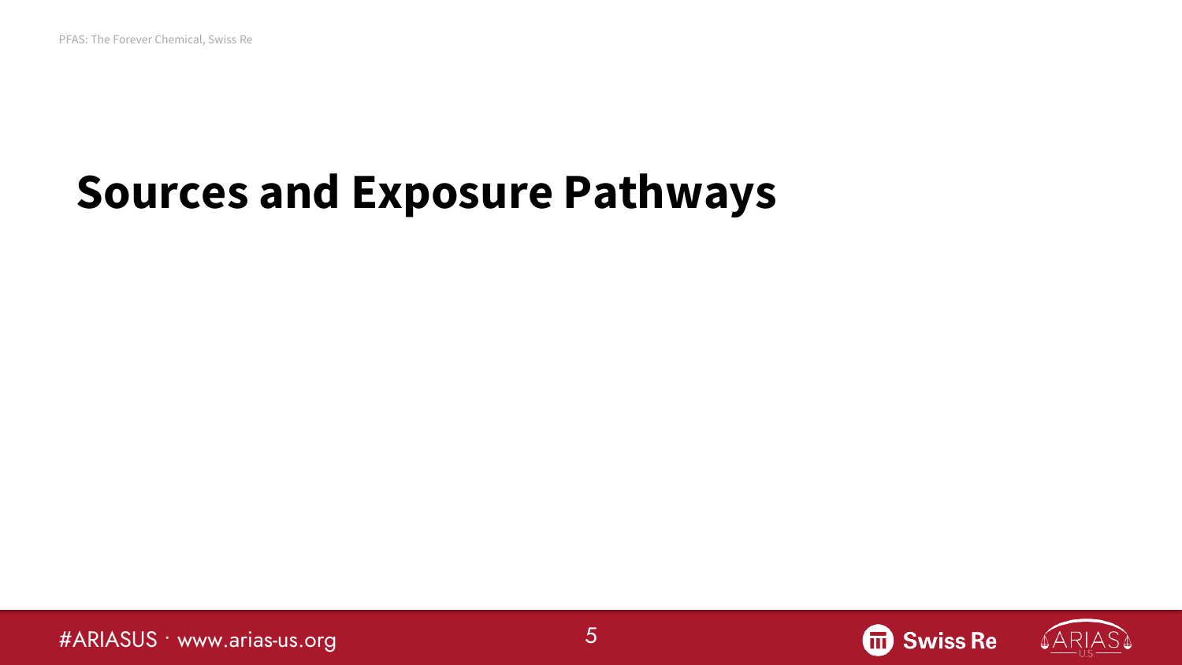# Sources and Exposure Pathways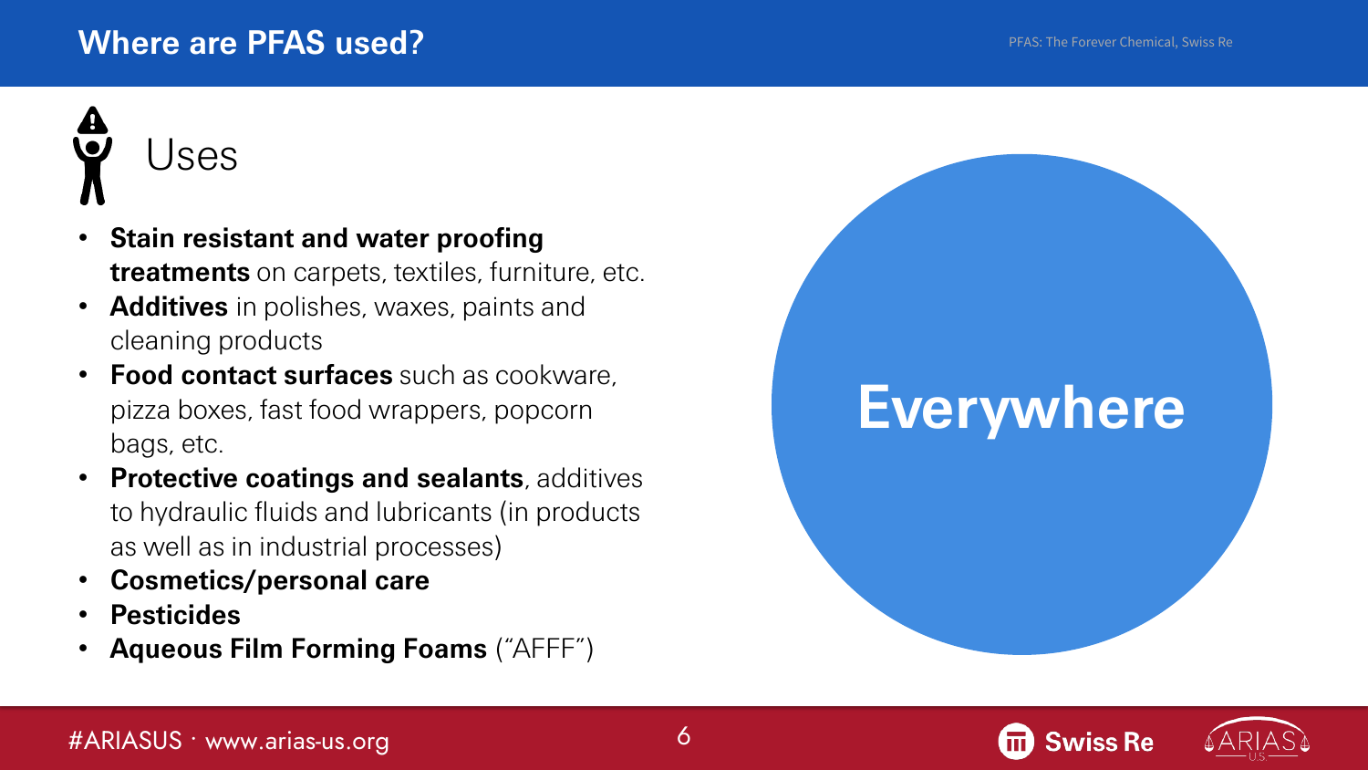# Where are PFAS used?

## Uses

- **Stain resistant and water proofing treatments** on carpets, textiles, furniture, etc.
- **Additives** in polishes, waxes, paints and cleaning products
- **Food contact surfaces** such as cookware, pizza boxes, fast food wrappers, popcorn bags, etc.
- **Protective coatings and sealants**, additives to hydraulic fluids and lubricants (in products as well as in industrial processes)
- **Cosmetics/personal care**
- **Pesticides**
- **Aqueous Film Forming Foams** ("AFFF")

**Everywhere**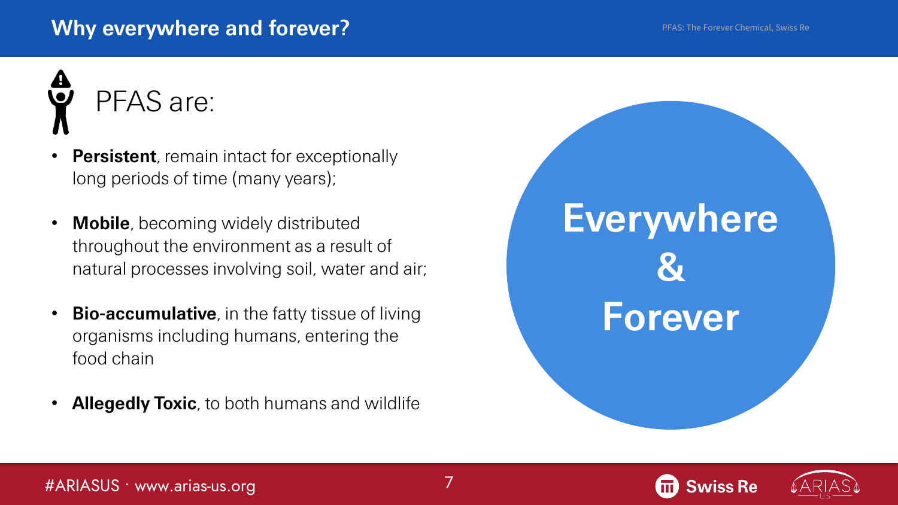# Why everywhere and forever?

## PFAS are:

- **Persistent**, remain intact for exceptionally long periods of time (many years);
- **Mobile**, becoming widely distributed throughout the environment as a result of natural processes involving soil, water and air;
- **Bio-accumulative**, in the fatty tissue of living organisms including humans, entering the food chain
- **Allegedly Toxic**, to both humans and wildlife

**Everywhere & Forever**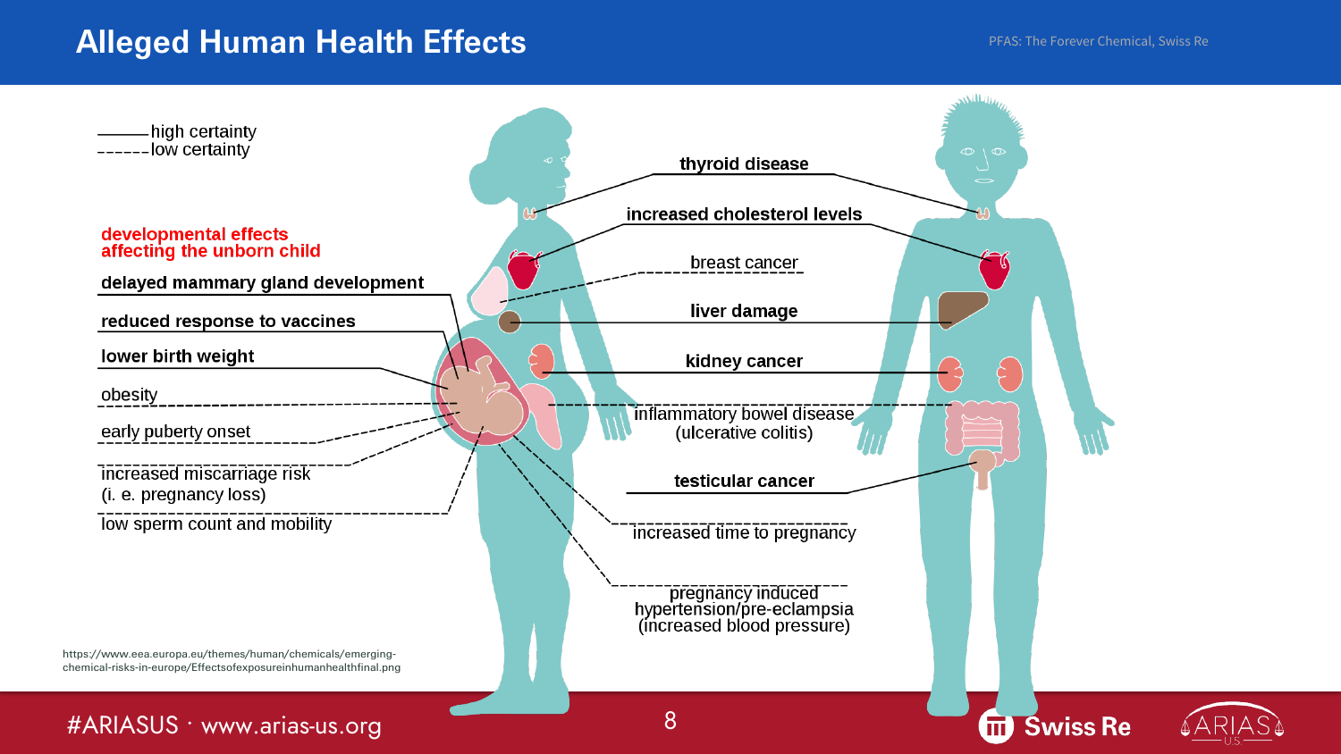# Alleged Human Health Effects

PFAS: The Forever Chemical, Swiss Re

——— high certainty
------ low certainty

**developmental effects affecting the unborn child**

**delayed mammary gland development**

**reduced response to vaccines**

**lower birth weight**

obesity

early puberty onset

increased miscarriage risk (i. e. pregnancy loss)

low sperm count and mobility

**thyroid disease**

**increased cholesterol levels**

breast cancer

**liver damage**

**kidney cancer**

inflammatory bowel disease (ulcerative colitis)

**testicular cancer**

increased time to pregnancy

pregnancy induced hypertension/pre-eclampsia (increased blood pressure)

https://www.eea.europa.eu/themes/human/chemicals/emerging-chemical-risks-in-europe/Effectsofexposureinhumanhealthfinal.png

#ARIASUS · www.arias-us.org

Swiss Re

ARIAS U.S.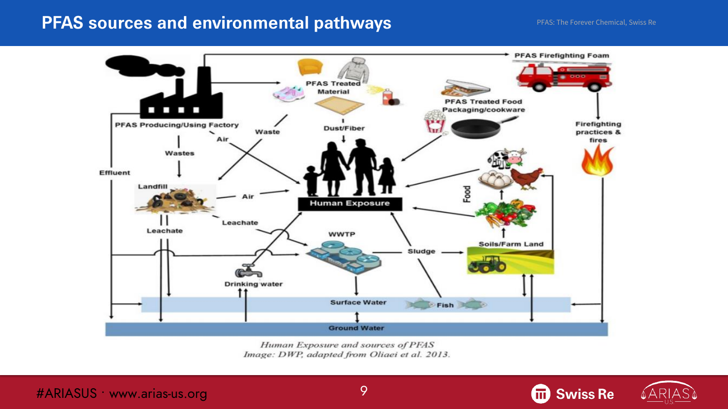# PFAS sources and environmental pathways

PFAS: The Forever Chemical, Swiss Re

PFAS Firefighting Foam

PFAS Treated Material

PFAS Treated Food Packaging/cookware

PFAS Producing/Using Factory

Waste

Dust/Fiber

Air

Wastes

Firefighting practices & fires

Effluent

Landfill

Air

Human Exposure

Food

Leachate

Leachate

WWTP

Sludge

Soils/Farm Land

Drinking water

Surface Water

Fish

Ground Water

*Human Exposure and sources of PFAS*
*Image: DWP, adapted from Oliaei et al. 2013.*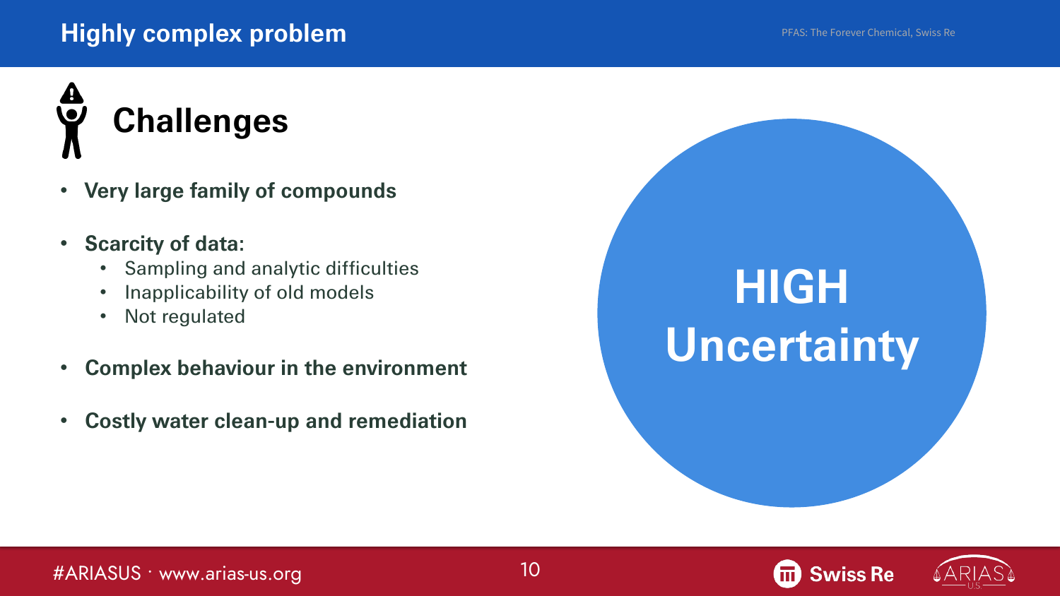# Highly complex problem

## Challenges

- **Very large family of compounds**
- **Scarcity of data:**
  - Sampling and analytic difficulties
  - Inapplicability of old models
  - Not regulated
- **Complex behaviour in the environment**
- **Costly water clean-up and remediation**

**HIGH Uncertainty**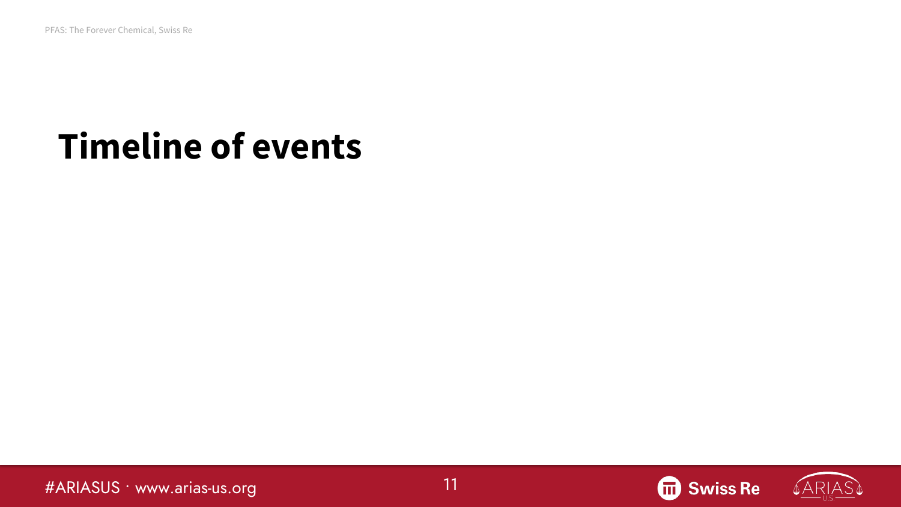# Timeline of events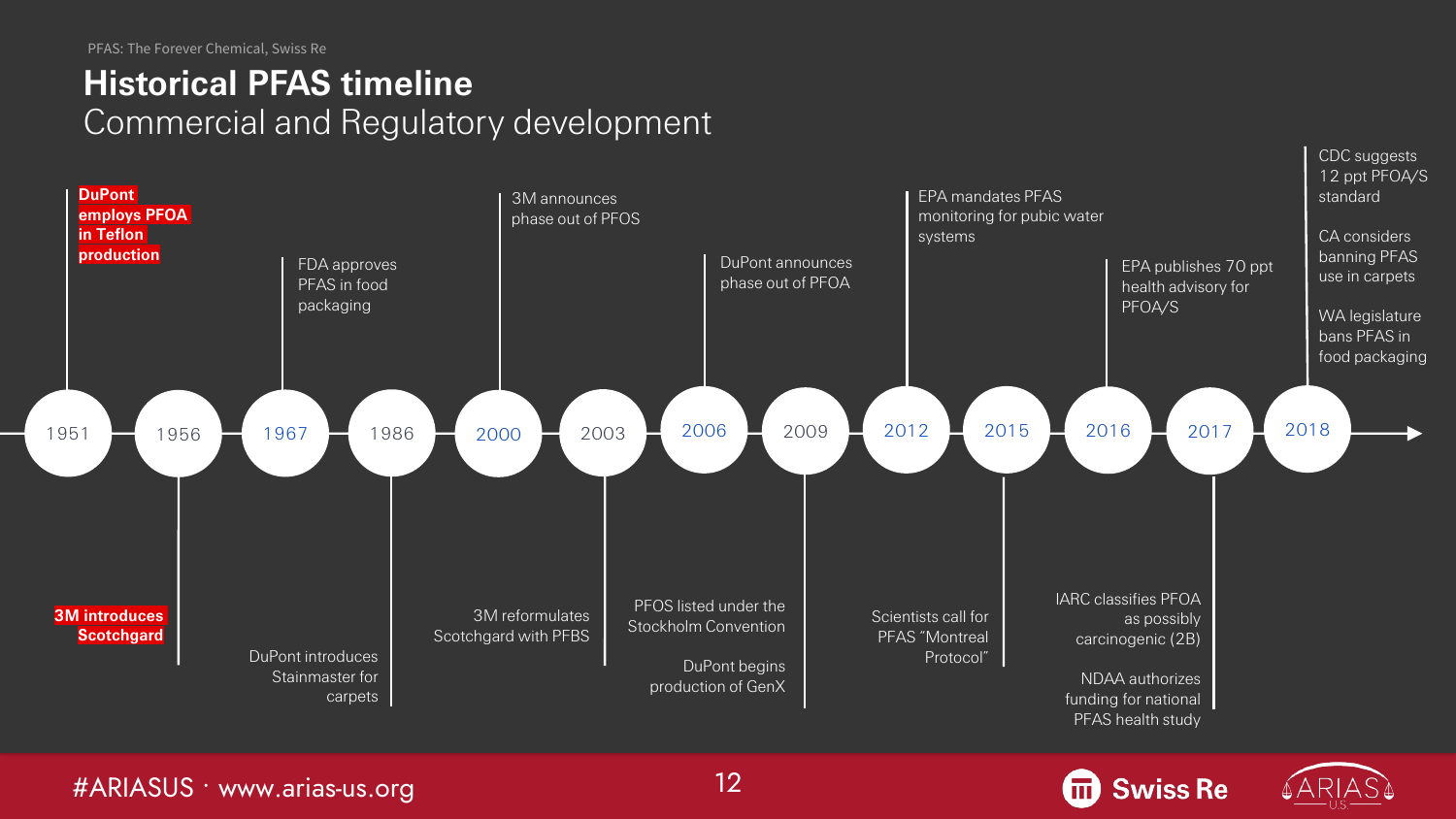## Historical PFAS timeline

Commercial and Regulatory development

- **1951** – **DuPont employs PFOA in Teflon production**
- **1956** – **3M introduces Scotchgard**
- **1967** – FDA approves PFAS in food packaging
- **1986** – DuPont introduces Stainmaster for carpets
- **2000** – 3M announces phase out of PFOS
- **2003** – 3M reformulates Scotchgard with PFBS
- **2006** – DuPont announces phase out of PFOA
- **2009** – PFOS listed under the Stockholm Convention; DuPont begins production of GenX
- **2012** – EPA mandates PFAS monitoring for pubic water systems
- **2015** – Scientists call for PFAS "Montreal Protocol"
- **2016** – EPA publishes 70 ppt health advisory for PFOA/S
- **2017** – IARC classifies PFOA as possibly carcinogenic (2B); NDAA authorizes funding for national PFAS health study
- **2018** – CDC suggests 12 ppt PFOA/S standard; CA considers banning PFAS use in carpets; WA legislature bans PFAS in food packaging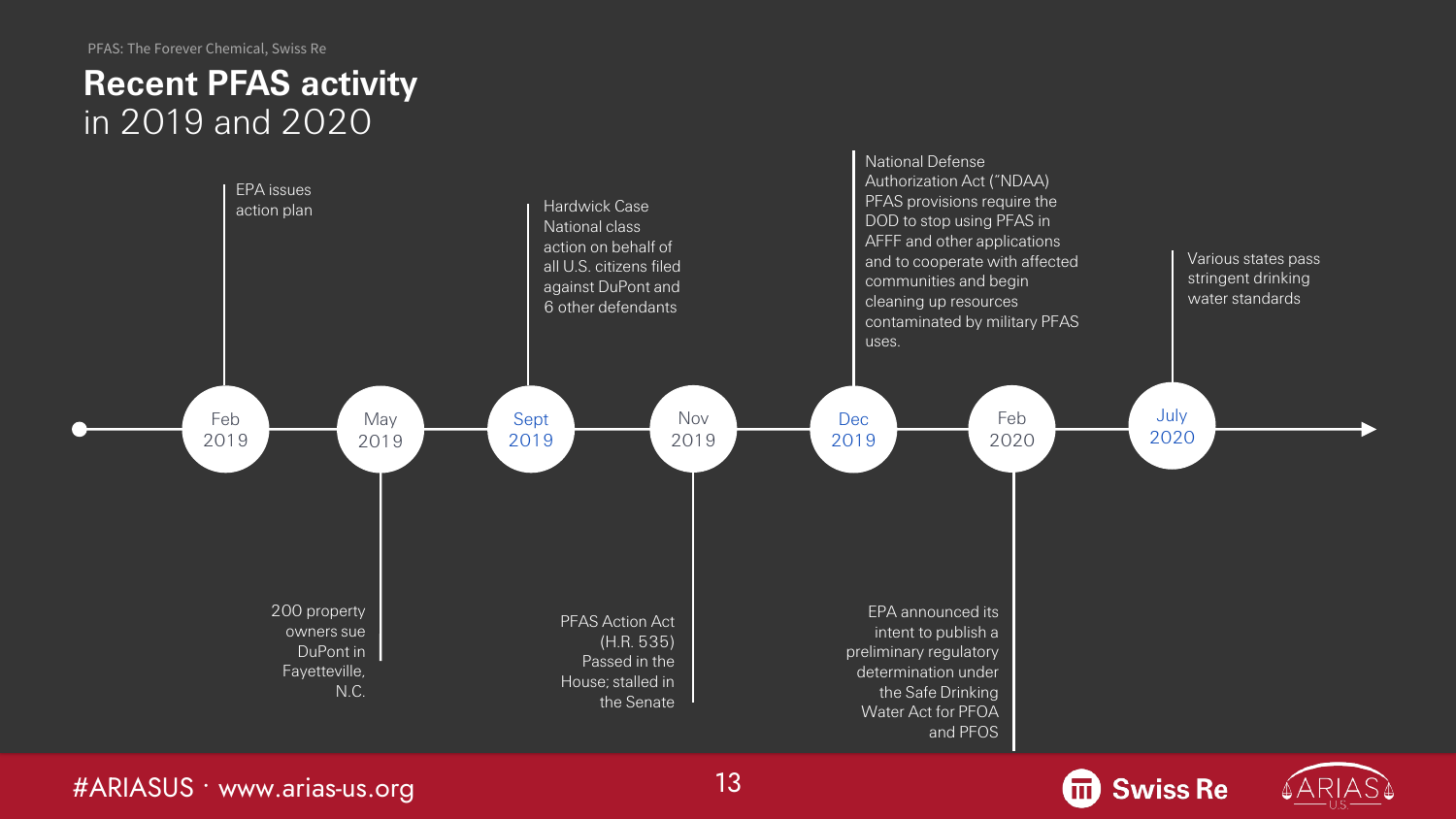# Recent PFAS activity in 2019 and 2020

- **Feb 2019** – EPA issues action plan
- **May 2019** – 200 property owners sue DuPont in Fayetteville, N.C.
- **Sept 2019** – Hardwick Case National class action on behalf of all U.S. citizens filed against DuPont and 6 other defendants
- **Nov 2019** – PFAS Action Act (H.R. 535) Passed in the House; stalled in the Senate
- **Dec 2019** – National Defense Authorization Act ("NDAA) PFAS provisions require the DOD to stop using PFAS in AFFF and other applications and to cooperate with affected communities and begin cleaning up resources contaminated by military PFAS uses.
- **Feb 2020** – EPA announced its intent to publish a preliminary regulatory determination under the Safe Drinking Water Act for PFOA and PFOS
- **July 2020** – Various states pass stringent drinking water standards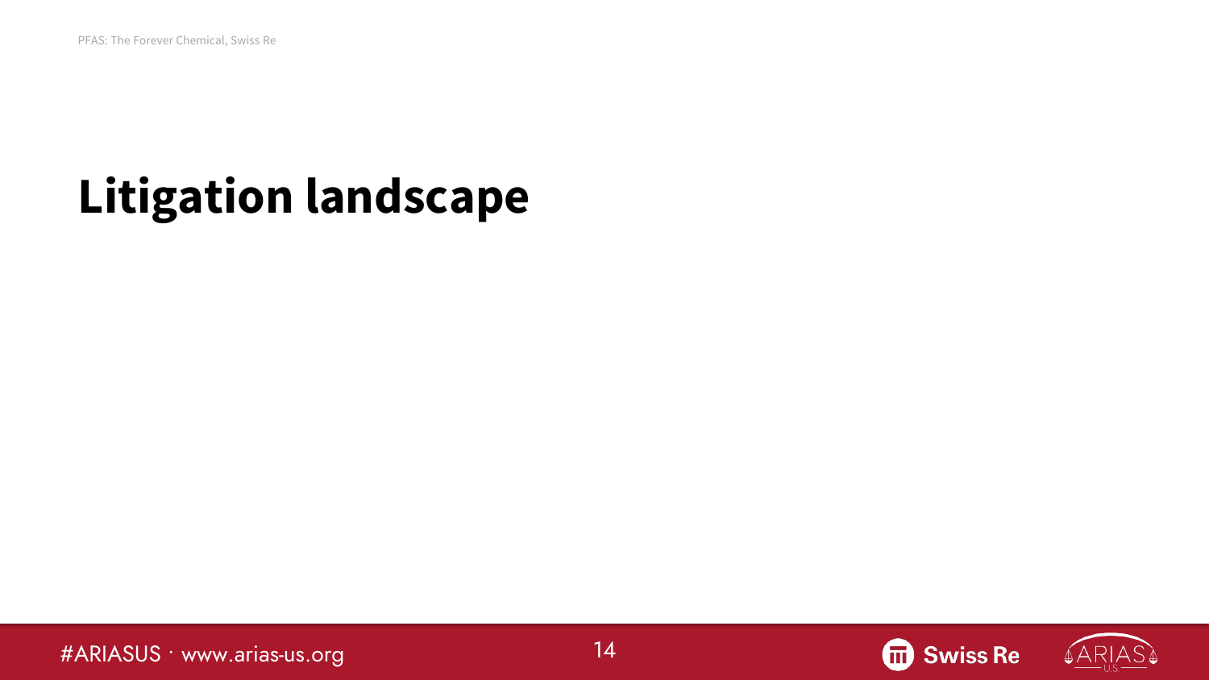# Litigation landscape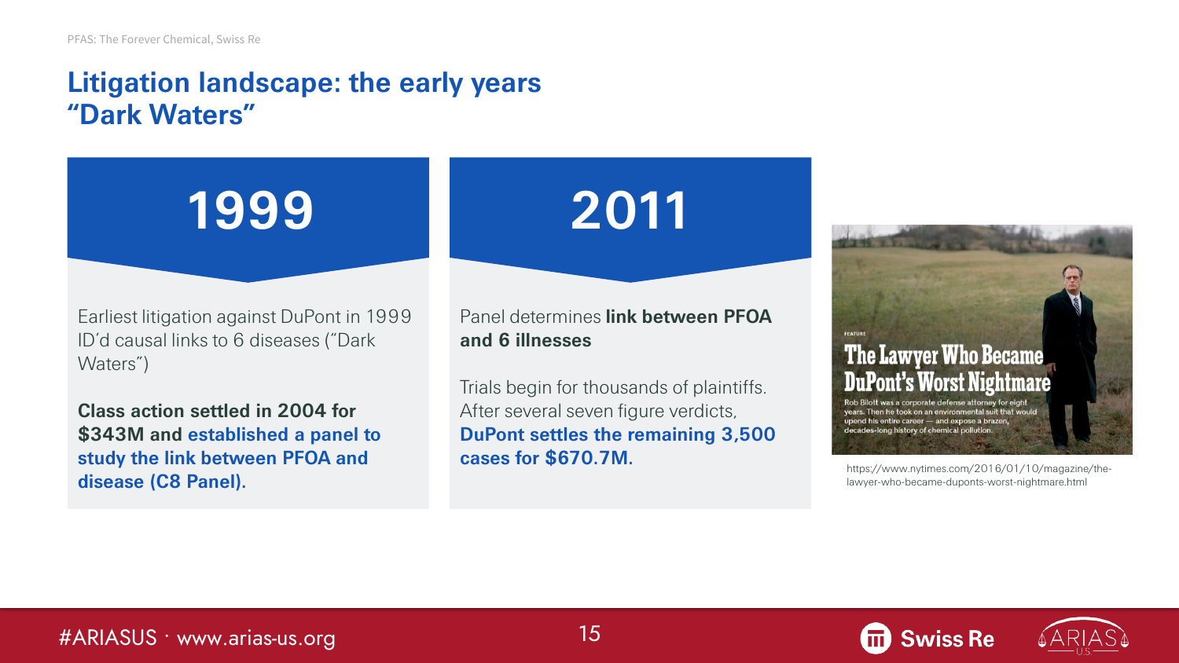# Litigation landscape: the early years
## "Dark Waters"

### 1999

Earliest litigation against DuPont in 1999 ID'd causal links to 6 diseases ("Dark Waters")

**Class action settled in 2004 for $343M and established a panel to study the link between PFOA and disease (C8 Panel).**

### 2011

Panel determines **link between PFOA and 6 illnesses**

Trials begin for thousands of plaintiffs. After several seven figure verdicts, **DuPont settles the remaining 3,500 cases for $670.7M.**

FEATURE

**The Lawyer Who Became DuPont's Worst Nightmare**

Rob Bilott was a corporate defense attorney for eight years. Then he took on an environmental suit that would upend his entire career — and expose a brazen, decades-long history of chemical pollution.

https://www.nytimes.com/2016/01/10/magazine/the-lawyer-who-became-duponts-worst-nightmare.html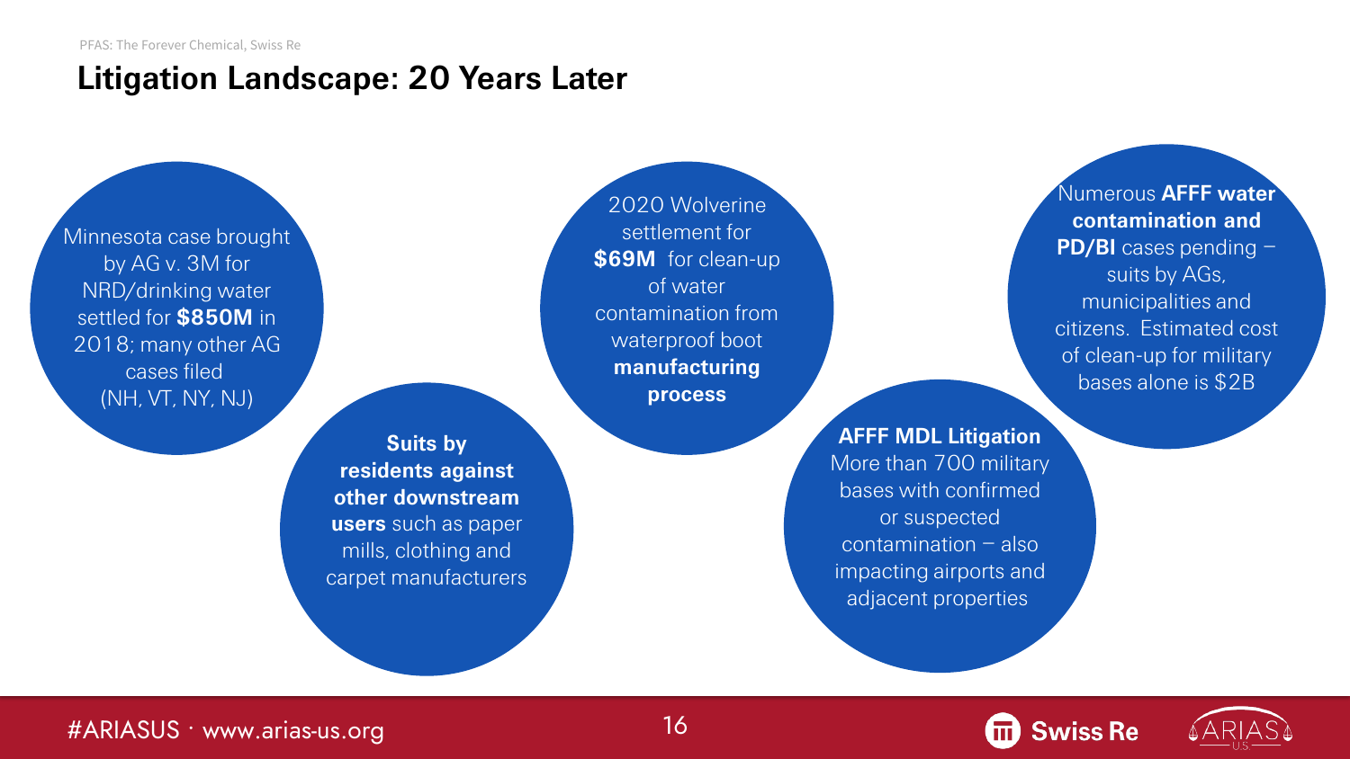## Litigation Landscape: 20 Years Later

Minnesota case brought by AG v. 3M for NRD/drinking water settled for **$850M** in 2018; many other AG cases filed (NH, VT, NY, NJ)

**Suits by residents against other downstream users** such as paper mills, clothing and carpet manufacturers

2020 Wolverine settlement for **$69M** for clean-up of water contamination from waterproof boot **manufacturing process**

**AFFF MDL Litigation** More than 700 military bases with confirmed or suspected contamination – also impacting airports and adjacent properties

Numerous **AFFF water contamination and PD/BI** cases pending – suits by AGs, municipalities and citizens. Estimated cost of clean-up for military bases alone is $2B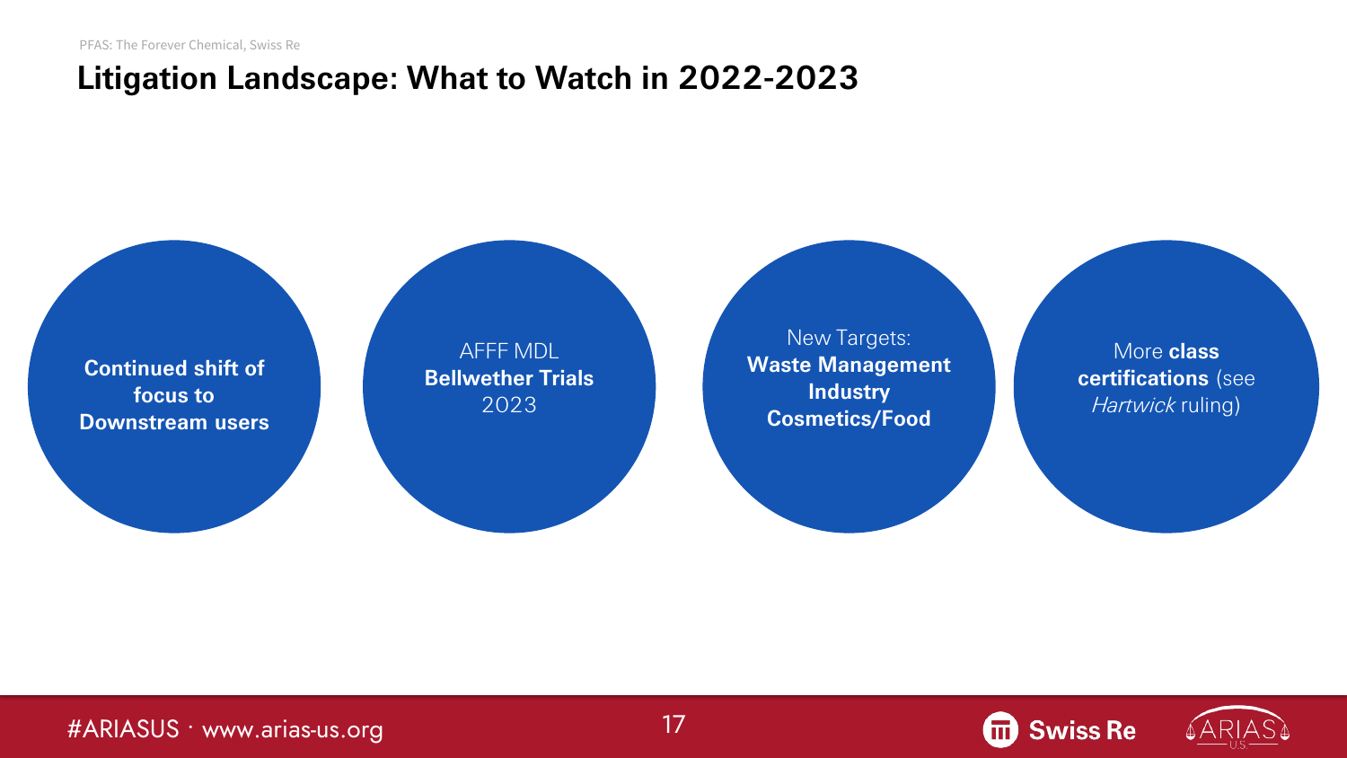## Litigation Landscape: What to Watch in 2022-2023

**Continued shift of focus to Downstream users**

AFFF MDL **Bellwether Trials** 2023

New Targets: **Waste Management Industry Cosmetics/Food**

More **class certifications** (see *Hartwick* ruling)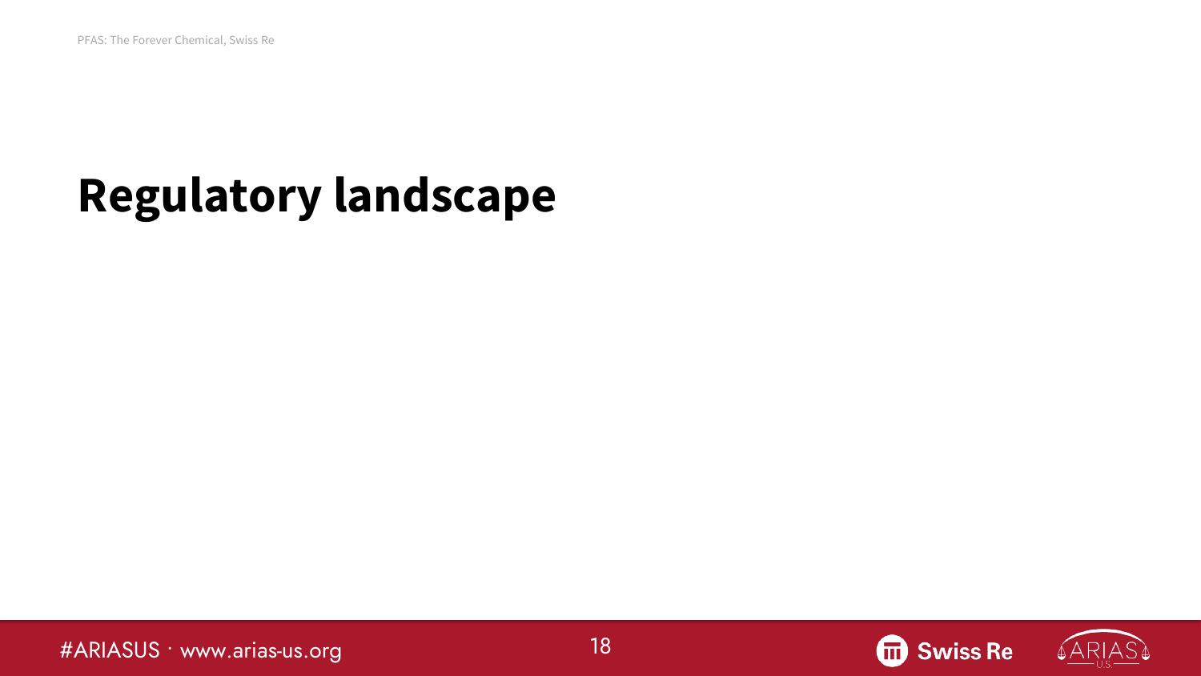# Regulatory landscape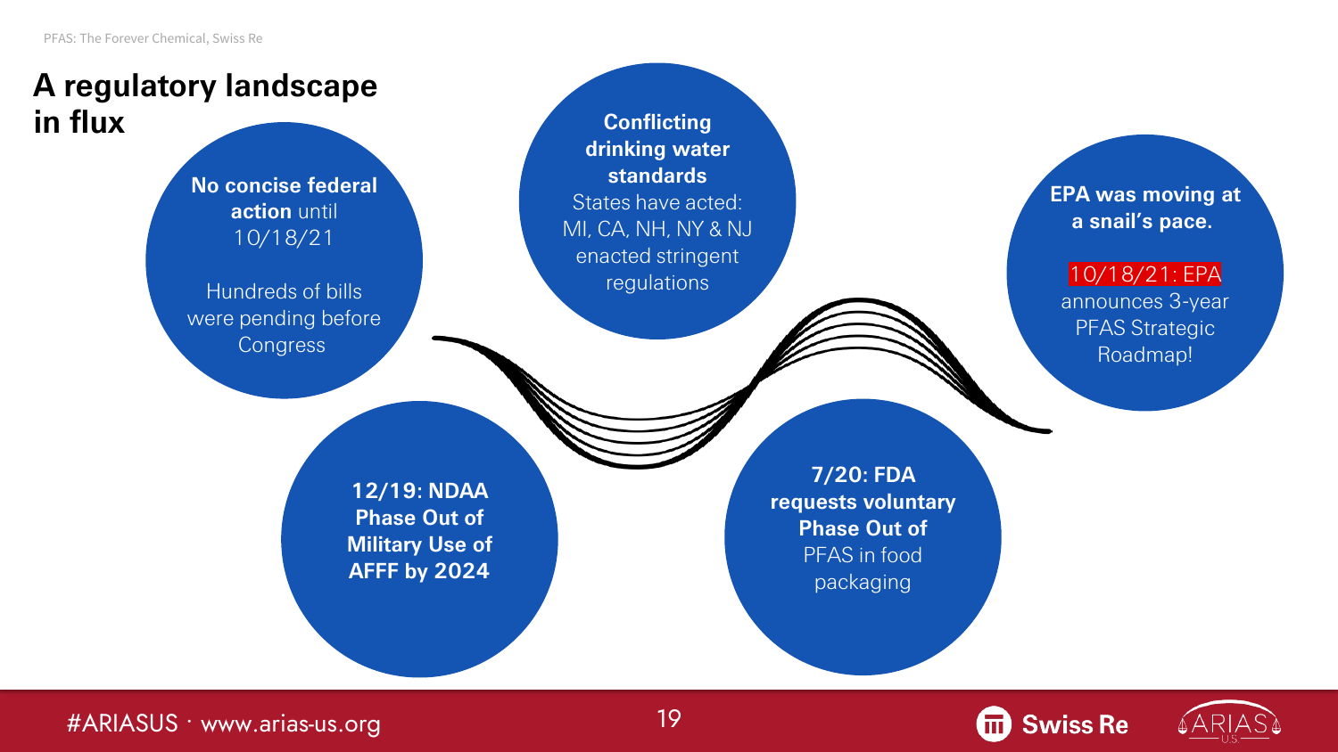# A regulatory landscape in flux

**No concise federal action** until 10/18/21

Hundreds of bills were pending before Congress

**Conflicting drinking water standards**
States have acted: MI, CA, NH, NY & NJ enacted stringent regulations

**EPA was moving at a snail's pace.**

10/18/21: EPA announces 3-year PFAS Strategic Roadmap!

**12/19: NDAA Phase Out of Military Use of AFFF by 2024**

**7/20: FDA requests voluntary Phase Out of** PFAS in food packaging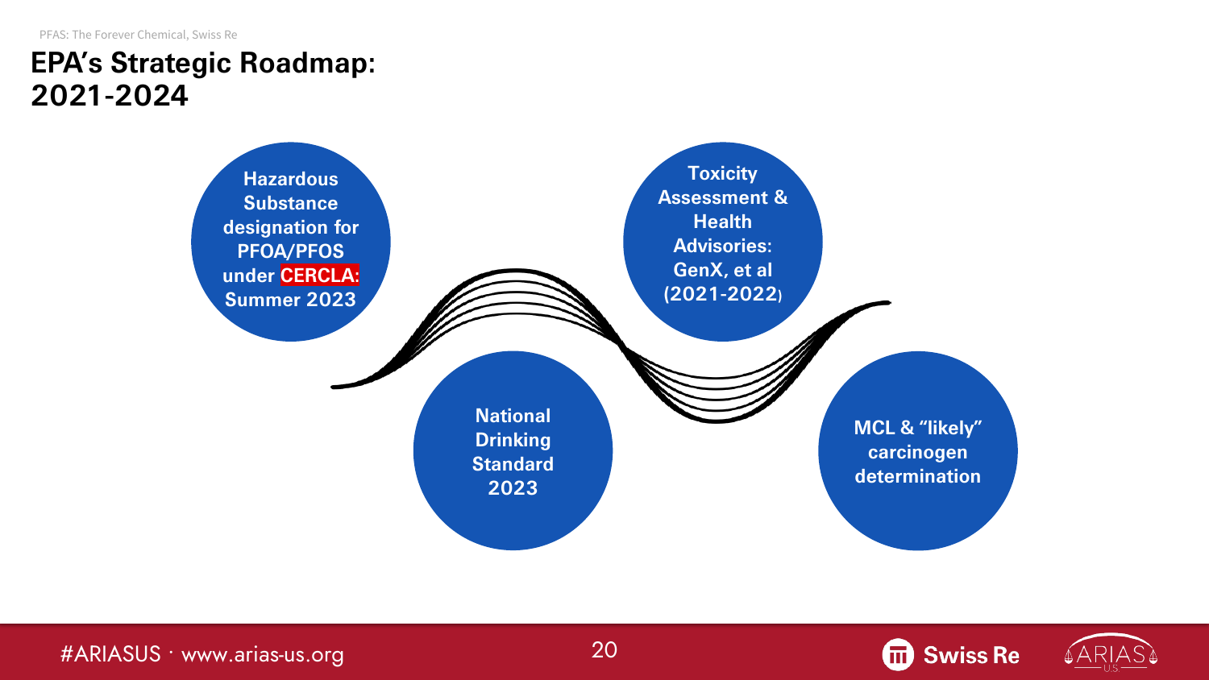# EPA's Strategic Roadmap: 2021-2024

- **Hazardous Substance designation for PFOA/PFOS under CERCLA: Summer 2023**
- **National Drinking Standard 2023**
- **Toxicity Assessment & Health Advisories: GenX, et al (2021-2022)**
- **MCL & "likely" carcinogen determination**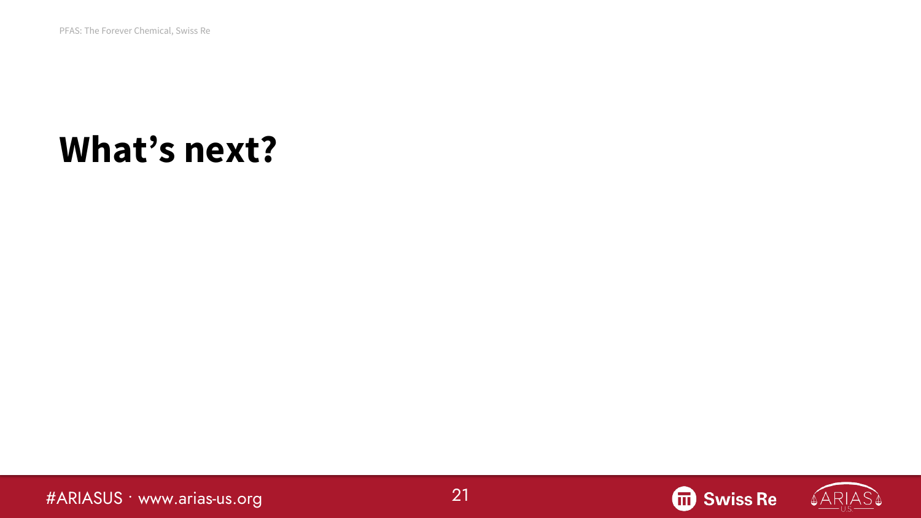# What's next?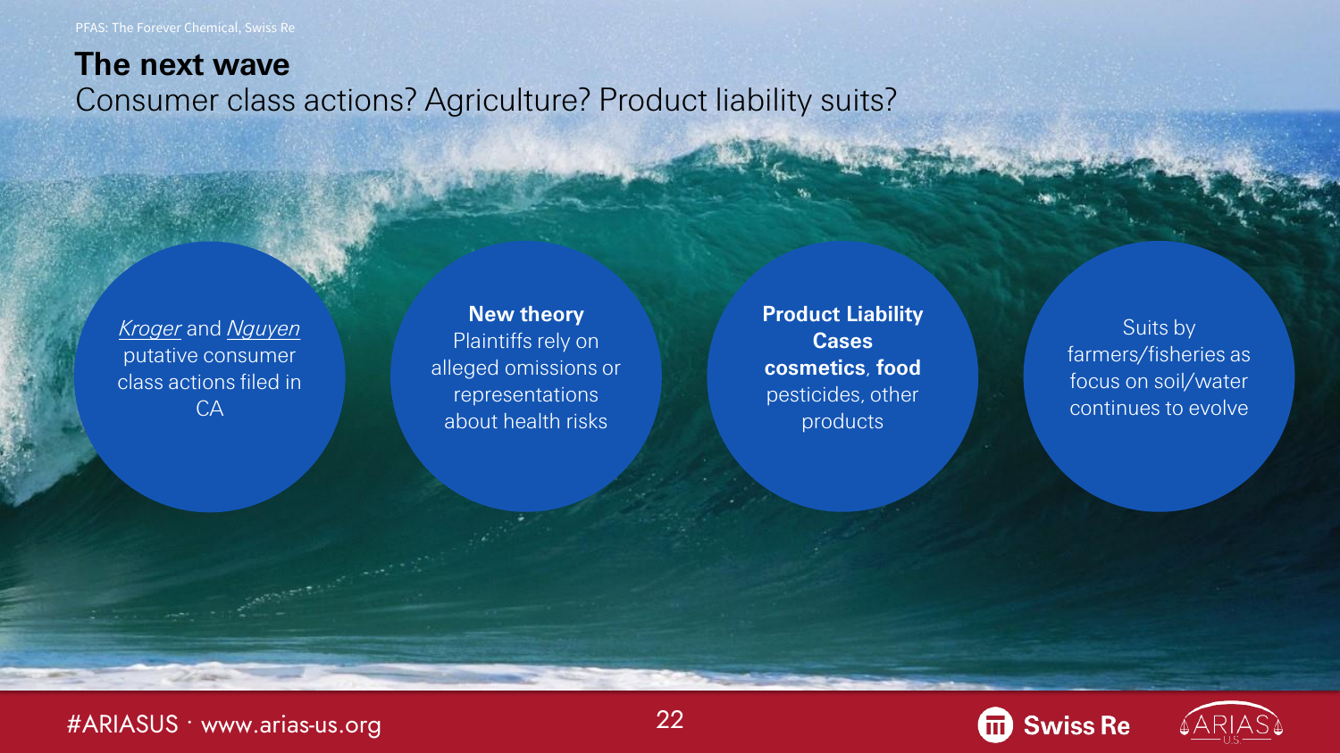# The next wave

Consumer class actions? Agriculture? Product liability suits?

*Kroger* and *Nguyen* putative consumer class actions filed in CA

**New theory**
Plaintiffs rely on alleged omissions or representations about health risks

**Product Liability Cases**
**cosmetics**, **food** pesticides, other products

Suits by farmers/fisheries as focus on soil/water continues to evolve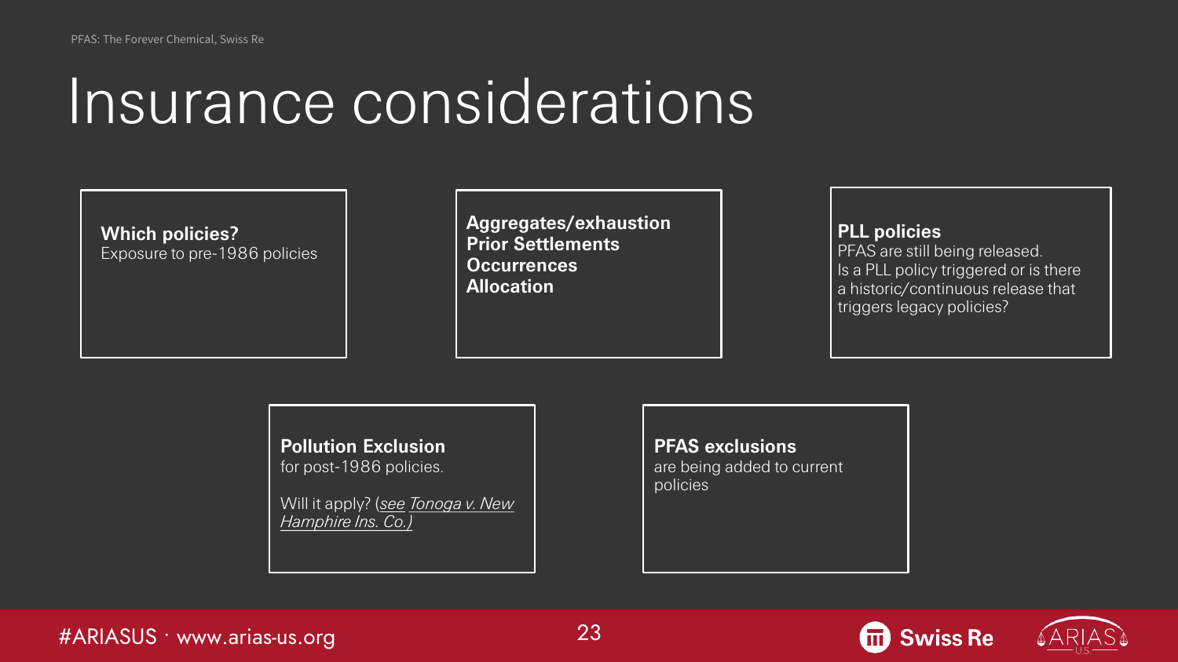# Insurance considerations

**Which policies?**
Exposure to pre-1986 policies

**Aggregates/exhaustion**
**Prior Settlements**
**Occurrences**
**Allocation**

**PLL policies**
PFAS are still being released.
Is a PLL policy triggered or is there a historic/continuous release that triggers legacy policies?

**Pollution Exclusion**
for post-1986 policies.

Will it apply? (*see Tonoga v. New Hamphire Ins. Co.)*

**PFAS exclusions**
are being added to current policies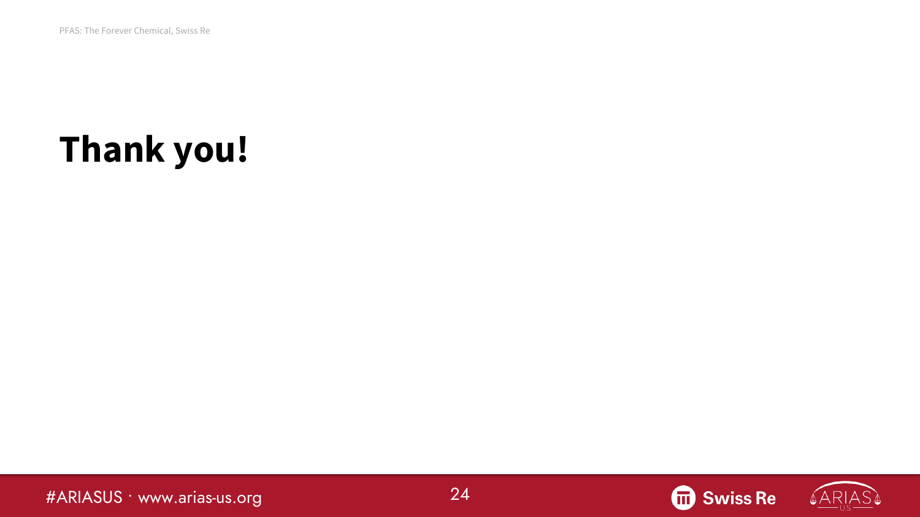# Thank you!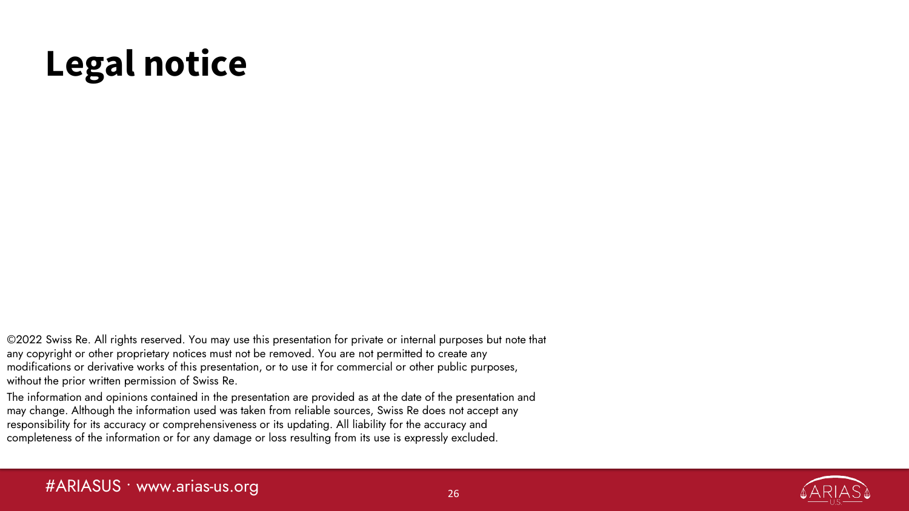# Legal notice

©2022 Swiss Re. All rights reserved. You may use this presentation for private or internal purposes but note that any copyright or other proprietary notices must not be removed. You are not permitted to create any modifications or derivative works of this presentation, or to use it for commercial or other public purposes, without the prior written permission of Swiss Re.

The information and opinions contained in the presentation are provided as at the date of the presentation and may change. Although the information used was taken from reliable sources, Swiss Re does not accept any responsibility for its accuracy or comprehensiveness or its updating. All liability for the accuracy and completeness of the information or for any damage or loss resulting from its use is expressly excluded.